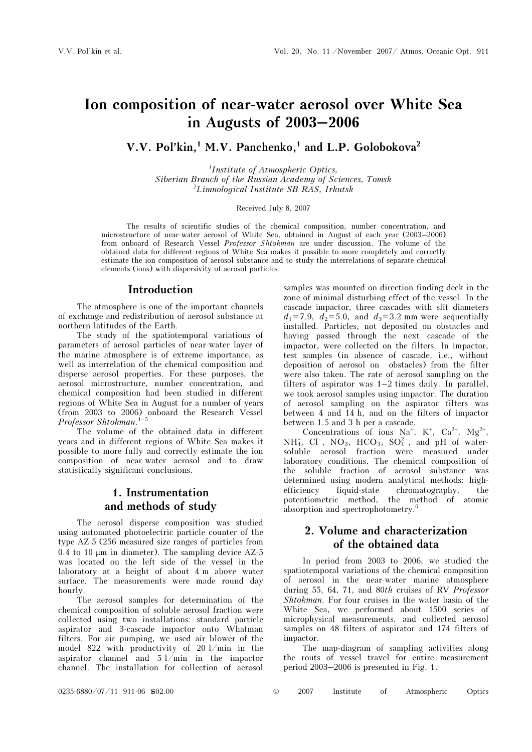# Ion composition of near-water aerosol over White Sea in Augusts of 2003–2006

**V.V. Pol'kin,[1] M.V. Panchenko,[1] and L.P. Golobokova[2]**

[1]*Institute of Atmospheric Optics, Siberian Branch of the Russian Academy of Sciences, Tomsk*
[2]*Limnological Institute SB RAS, Irkutsk*

Received July 8, 2007

The results of scientific studies of the chemical composition, number concentration, and microstructure of near-water aerosol of White Sea, obtained in August of each year (2003–2006) from onboard of Research Vessel *Professor Shtokman* are under discussion. The volume of the obtained data for different regions of White Sea makes it possible to more completely and correctly estimate the ion composition of aerosol substance and to study the interrelations of separate chemical elements (ions) with dispersivity of aerosol particles.

## Introduction

The atmosphere is one of the important channels of exchange and redistribution of aerosol substance at northern latitudes of the Earth.

The study of the spatiotemporal variations of parameters of aerosol particles of near-water layer of the marine atmosphere is of extreme importance, as well as interrelation of the chemical composition and disperse aerosol properties. For these purposes, the aerosol microstructure, number concentration, and chemical composition had been studied in different regions of White Sea in August for a number of years (from 2003 to 2006) onboard the Research Vessel *Professor Shtokman*.[1–5]

The volume of the obtained data in different years and in different regions of White Sea makes it possible to more fully and correctly estimate the ion composition of near-water aerosol and to draw statistically significant conclusions.

## 1. Instrumentation and methods of study

The aerosol disperse composition was studied using automated photoelectric particle counter of the type AZ-5 (256 measured size ranges of particles from 0.4 to 10 μm in diameter). The sampling device AZ-5 was located on the left side of the vessel in the laboratory at a height of about 4 m above water surface. The measurements were made round day hourly.

The aerosol samples for determination of the chemical composition of soluble aerosol fraction were collected using two installations: standard particle aspirator and 3-cascade impactor onto Whatman filters. For air pumping, we used air blower of the model 822 with productivity of 20 l/min in the aspirator channel and 5 l/min in the impactor channel. The installation for collection of aerosol samples was mounted on direction finding deck in the zone of minimal disturbing effect of the vessel. In the cascade impactor, three cascades with slit diameters $d_1 = 7.9$, $d_2 = 5.0$, and $d_3 = 3.2$ mm were sequentially installed. Particles, not deposited on obstacles and having passed through the next cascade of the impactor, were collected on the filters. In impactor, test samples (in absence of cascade, i.e., without deposition of aerosol on obstacles) from the filter were also taken. The rate of aerosol sampling on the filters of aspirator was 1–2 times daily. In parallel, we took aerosol samples using impactor. The duration of aerosol sampling on the aspirator filters was between 4 and 14 h, and on the filters of impactor between 1.5 and 3 h per a cascade.

Concentrations of ions $Na^+$, $K^+$, $Ca^{2+}$, $Mg^{2+}$, $NH_4^+$, $Cl^-$, $NO_3^-$, $HCO_3^-$, $SO_4^{2-}$, and pH of water-soluble aerosol fraction were measured under laboratory conditions. The chemical composition of the soluble fraction of aerosol substance was determined using modern analytical methods: high-efficiency liquid-state chromatography, the potentiometric method, the method of atomic absorption and spectrophotometry.[6]

## 2. Volume and characterization of the obtained data

In period from 2003 to 2006, we studied the spatiotemporal variations of the chemical composition of aerosol in the near-water marine atmosphere during 55, 64, 71, and 80*th* cruises of RV *Professor Shtokman*. For four cruises in the water basin of the White Sea, we performed about 1500 series of microphysical measurements, and collected aerosol samples on 48 filters of aspirator and 174 filters of impactor.

The map-diagram of sampling activities along the routs of vessel travel for entire measurement period 2003–2006 is presented in Fig. 1.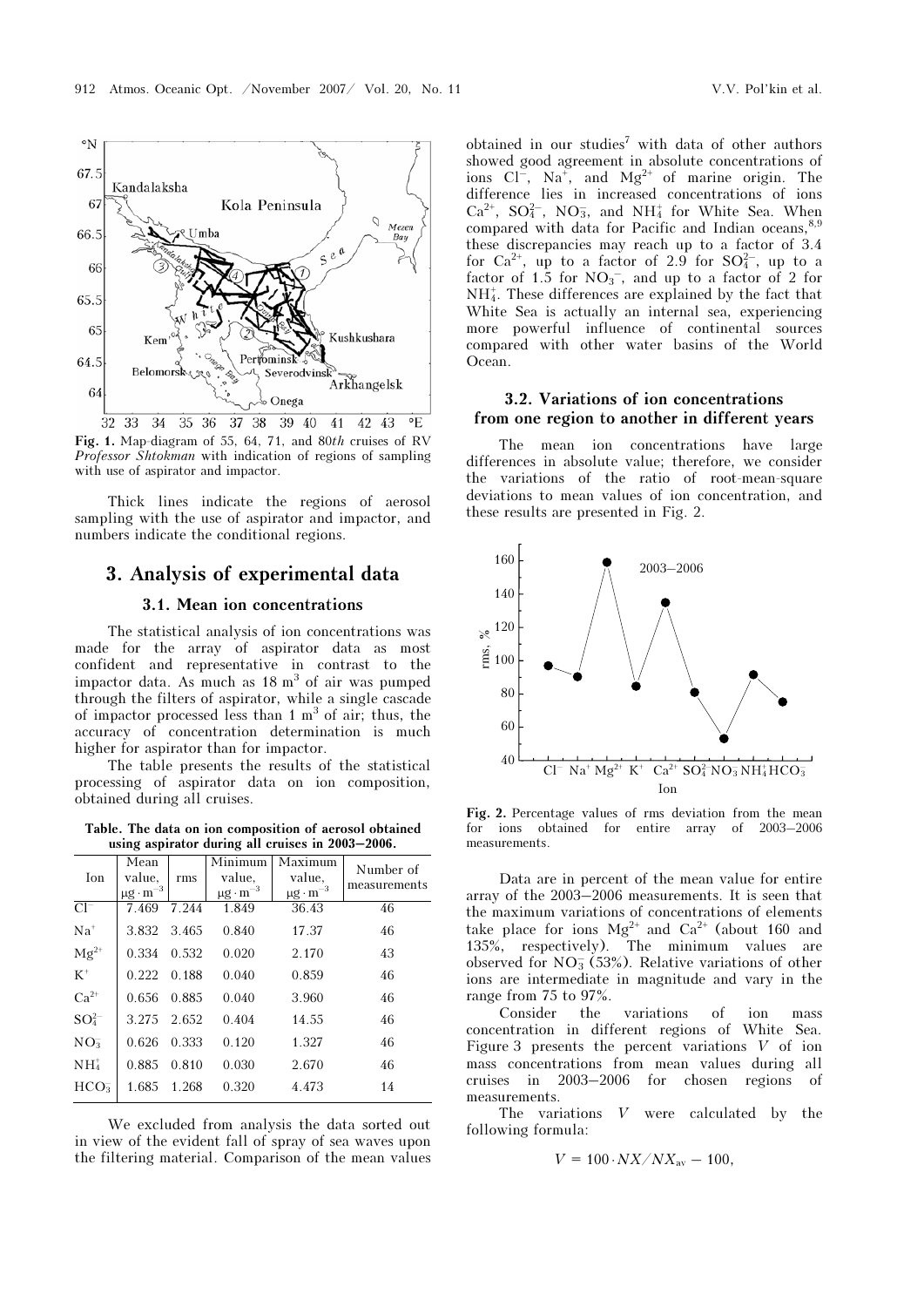Fig. 1. Map-diagram of 55, 64, 71, and 80*th* cruises of RV *Professor Shtokman* with indication of regions of sampling with use of aspirator and impactor.

Thick lines indicate the regions of aerosol sampling with the use of aspirator and impactor, and numbers indicate the conditional regions.

## 3. Analysis of experimental data

### 3.1. Mean ion concentrations

The statistical analysis of ion concentrations was made for the array of aspirator data as most confident and representative in contrast to the impactor data. As much as 18 $m^3$ of air was pumped through the filters of aspirator, while a single cascade of impactor processed less than 1 $m^3$ of air; thus, the accuracy of concentration determination is much higher for aspirator than for impactor.

The table presents the results of the statistical processing of aspirator data on ion composition, obtained during all cruises.

**Table. The data on ion composition of aerosol obtained using aspirator during all cruises in 2003–2006.**

| Ion | Mean value, $\mu g \cdot m^{-3}$ | rms | Minimum value, $\mu g \cdot m^{-3}$ | Maximum value, $\mu g \cdot m^{-3}$ | Number of measurements |
|---|---|---|---|---|---|
| $Cl^-$ | 7.469 | 7.244 | 1.849 | 36.43 | 46 |
| $Na^+$ | 3.832 | 3.465 | 0.840 | 17.37 | 46 |
| $Mg^{2+}$ | 0.334 | 0.532 | 0.020 | 2.170 | 43 |
| $K^+$ | 0.222 | 0.188 | 0.040 | 0.859 | 46 |
| $Ca^{2+}$ | 0.656 | 0.885 | 0.040 | 3.960 | 46 |
| $SO_4^{2-}$ | 3.275 | 2.652 | 0.404 | 14.55 | 46 |
| $NO_3^-$ | 0.626 | 0.333 | 0.120 | 1.327 | 46 |
| $NH_4^+$ | 0.885 | 0.810 | 0.030 | 2.670 | 46 |
| $HCO_3$ | 1.685 | 1.268 | 0.320 | 4.473 | 14 |

We excluded from analysis the data sorted out in view of the evident fall of spray of sea waves upon the filtering material. Comparison of the mean values obtained in our studies[7] with data of other authors showed good agreement in absolute concentrations of ions $Cl^-$, $Na^+$, and $Mg^{2+}$ of marine origin. The difference lies in increased concentrations of ions $Ca^{2+}$, $SO_4^{2-}$, $NO_3^-$, and $NH_4^+$ for White Sea. When compared with data for Pacific and Indian oceans,[8,9] these discrepancies may reach up to a factor of 3.4 for $Ca^{2+}$, up to a factor of 2.9 for $SO_4^{2-}$, up to a factor of 1.5 for $NO_3^-$, and up to a factor of 2 for $NH_4^+$. These differences are explained by the fact that White Sea is actually an internal sea, experiencing more powerful influence of continental sources compared with other water basins of the World Ocean.

### 3.2. Variations of ion concentrations from one region to another in different years

The mean ion concentrations have large differences in absolute value; therefore, we consider the variations of the ratio of root-mean-square deviations to mean values of ion concentration, and these results are presented in Fig. 2.

Fig. 2. Percentage values of rms deviation from the mean for ions obtained for entire array of 2003–2006 measurements.

Data are in percent of the mean value for entire array of the 2003–2006 measurements. It is seen that the maximum variations of concentrations of elements take place for ions $Mg^{2+}$ and $Ca^{2+}$ (about 160 and 135%, respectively). The minimum values are observed for $NO_3^-$ (53%). Relative variations of other ions are intermediate in magnitude and vary in the range from 75 to 97%.

Consider the variations of ion mass concentration in different regions of White Sea. Figure 3 presents the percent variations $V$ of ion mass concentrations from mean values during all cruises in 2003–2006 for chosen regions of measurements.

The variations $V$ were calculated by the following formula:

$$V = 100 \cdot NX / NX_{av} - 100,$$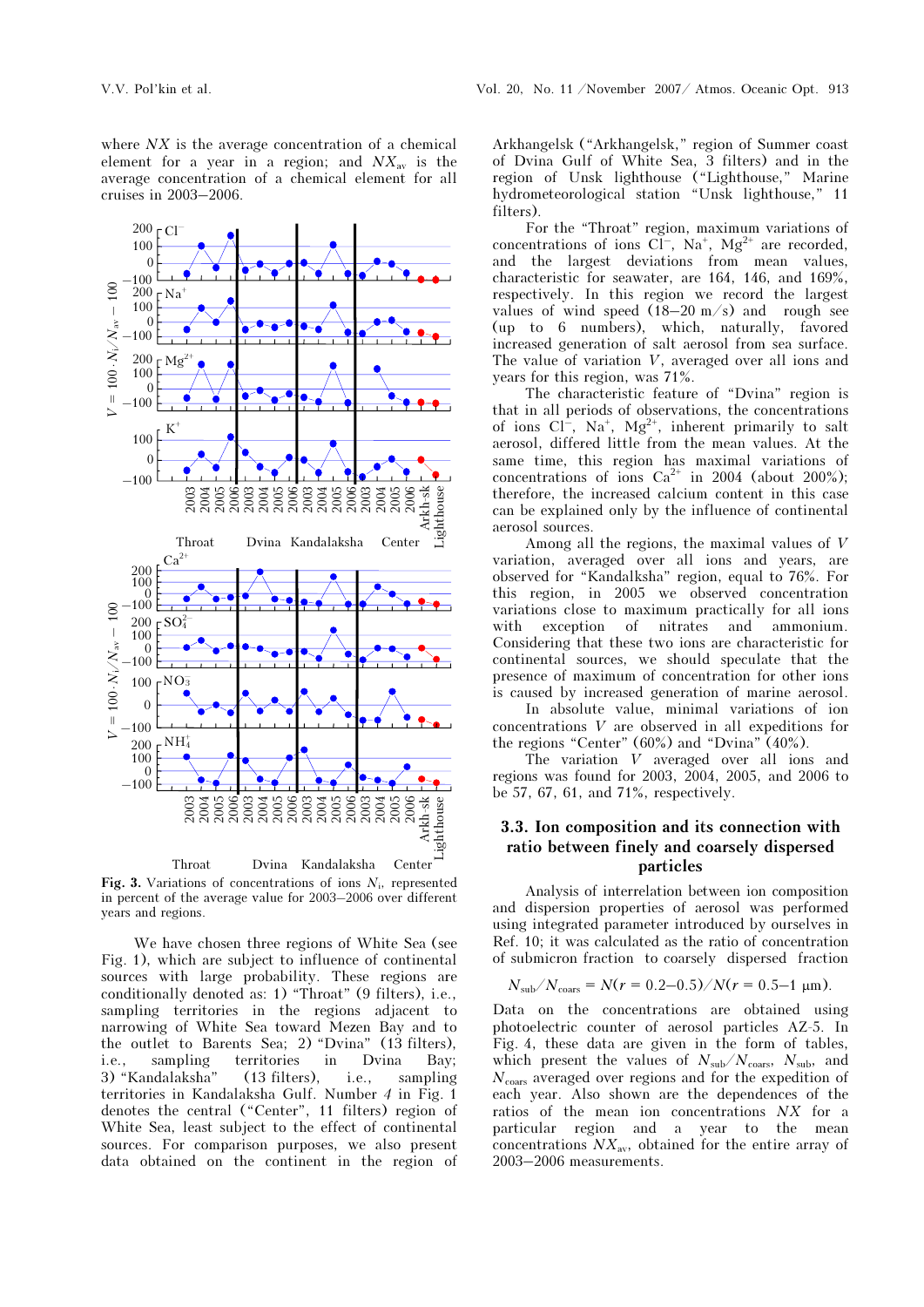where $NX$ is the average concentration of a chemical element for a year in a region; and $NX_{av}$ is the average concentration of a chemical element for all cruises in 2003–2006.

**Fig. 3.** Variations of concentrations of ions $N_i$, represented in percent of the average value for 2003–2006 over different years and regions.

We have chosen three regions of White Sea (see Fig. 1), which are subject to influence of continental sources with large probability. These regions are conditionally denoted as: 1) "Throat" (9 filters), i.e., sampling territories in the regions adjacent to narrowing of White Sea toward Mezen Bay and to the outlet to Barents Sea; 2) "Dvina" (13 filters), i.e., sampling territories in Dvina Bay; 3) "Kandalaksha" (13 filters), i.e., sampling territories in Kandalaksha Gulf. Number *4* in Fig. 1 denotes the central ("Center", 11 filters) region of White Sea, least subject to the effect of continental sources. For comparison purposes, we also present data obtained on the continent in the region of Arkhangelsk ("Arkhangelsk," region of Summer coast of Dvina Gulf of White Sea, 3 filters) and in the region of Unsk lighthouse ("Lighthouse," Marine hydrometeorological station "Unsk lighthouse," 11 filters).

For the "Throat" region, maximum variations of concentrations of ions $Cl^-$, $Na^+$, $Mg^{2+}$ are recorded, and the largest deviations from mean values, characteristic for seawater, are 164, 146, and 169%, respectively. In this region we record the largest values of wind speed (18–20 m/s) and rough see (up to 6 numbers), which, naturally, favored increased generation of salt aerosol from sea surface. The value of variation $V$, averaged over all ions and years for this region, was 71%.

The characteristic feature of "Dvina" region is that in all periods of observations, the concentrations of ions $Cl^-$, $Na^+$, $Mg^{2+}$, inherent primarily to salt aerosol, differed little from the mean values. At the same time, this region has maximal variations of concentrations of ions $Ca^{2+}$ in 2004 (about 200%); therefore, the increased calcium content in this case can be explained only by the influence of continental aerosol sources.

Among all the regions, the maximal values of $V$ variation, averaged over all ions and years, are observed for "Kandalksha" region, equal to 76%. For this region, in 2005 we observed concentration variations close to maximum practically for all ions with exception of nitrates and ammonium. Considering that these two ions are characteristic for continental sources, we should speculate that the presence of maximum of concentration for other ions is caused by increased generation of marine aerosol.

In absolute value, minimal variations of ion concentrations $V$ are observed in all expeditions for the regions "Center" (60%) and "Dvina" (40%).

The variation $V$ averaged over all ions and regions was found for 2003, 2004, 2005, and 2006 to be 57, 67, 61, and 71%, respectively.

### 3.3. Ion composition and its connection with ratio between finely and coarsely dispersed particles

Analysis of interrelation between ion composition and dispersion properties of aerosol was performed using integrated parameter introduced by ourselves in Ref. 10; it was calculated as the ratio of concentration of submicron fraction to coarsely dispersed fraction

$$N_{sub}/N_{coars} = N(r = 0.2\text{–}0.5)/N(r = 0.5\text{–}1\ \mu\text{m}).$$

Data on the concentrations are obtained using photoelectric counter of aerosol particles AZ-5. In Fig. 4, these data are given in the form of tables, which present the values of $N_{sub}/N_{coars}$, $N_{sub}$, and $N_{coars}$ averaged over regions and for the expedition of each year. Also shown are the dependences of the ratios of the mean ion concentrations $NX$ for a particular region and a year to the mean concentrations $NX_{av}$, obtained for the entire array of 2003–2006 measurements.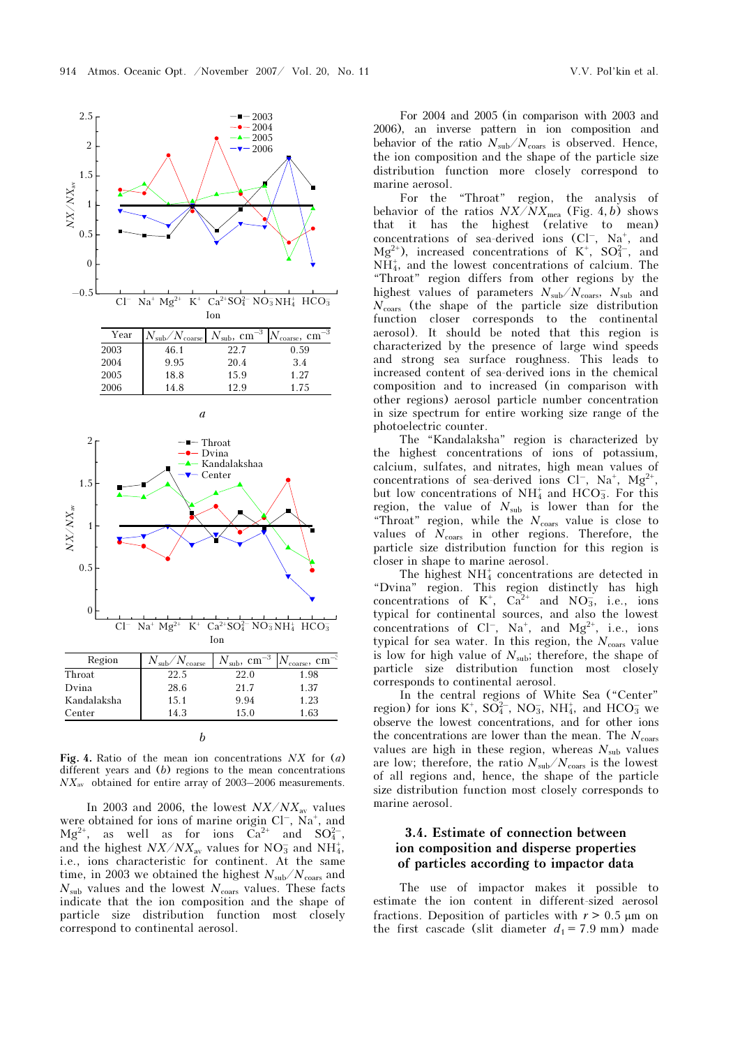| Year | $N_{sub}/N_{coarse}$ | $N_{sub}$, cm$^{-3}$ | $N_{coarse}$, cm$^{-3}$ |
|---|---|---|---|
| 2003 | 46.1 | 22.7 | 0.59 |
| 2004 | 9.95 | 20.4 | 3.4 |
| 2005 | 18.8 | 15.9 | 1.27 |
| 2006 | 14.8 | 12.9 | 1.75 |

*a*

| Region | $N_{sub}/N_{coarse}$ | $N_{sub}$, cm$^{-3}$ | $N_{coarse}$, cm$^{-3}$ |
|---|---|---|---|
| Throat | 22.5 | 22.0 | 1.98 |
| Dvina | 28.6 | 21.7 | 1.37 |
| Kandalaksha | 15.1 | 9.94 | 1.23 |
| Center | 14.3 | 15.0 | 1.63 |

*b*

**Fig. 4.** Ratio of the mean ion concentrations $NX$ for (*a*) different years and (*b*) regions to the mean concentrations $NX_{av}$ obtained for entire array of 2003–2006 measurements.

In 2003 and 2006, the lowest $NX/NX_{av}$ values were obtained for ions of marine origin $Cl^-$, $Na^+$, and $Mg^{2+}$, as well as for ions $Ca^{2+}$ and $SO_4^{2-}$, and the highest $NX/NX_{av}$ values for $NO_3^-$ and $NH_4^+$, i.e., ions characteristic for continent. At the same time, in 2003 we obtained the highest $N_{sub}/N_{coars}$ and $N_{sub}$ values and the lowest $N_{coars}$ values. These facts indicate that the ion composition and the shape of particle size distribution function most closely correspond to continental aerosol.

For 2004 and 2005 (in comparison with 2003 and 2006), an inverse pattern in ion composition and behavior of the ratio $N_{sub}/N_{coars}$ is observed. Hence, the ion composition and the shape of the particle size distribution function more closely correspond to marine aerosol.

For the "Throat" region, the analysis of behavior of the ratios $NX/NX_{mea}$ (Fig. 4, *b*) shows that it has the highest (relative to mean) concentrations of sea-derived ions ($Cl^-$, $Na^+$, and $Mg^{2+}$), increased concentrations of $K^+$, $SO_4^{2-}$, and $NH_4^+$, and the lowest concentrations of calcium. The "Throat" region differs from other regions by the highest values of parameters $N_{sub}/N_{coars}$, $N_{sub}$ and $N_{coars}$ (the shape of the particle size distribution function closer corresponds to the continental aerosol). It should be noted that this region is characterized by the presence of large wind speeds and strong sea surface roughness. This leads to increased content of sea-derived ions in the chemical composition and to increased (in comparison with other regions) aerosol particle number concentration in size spectrum for entire working size range of the photoelectric counter.

The "Kandalaksha" region is characterized by the highest concentrations of ions of potassium, calcium, sulfates, and nitrates, high mean values of concentrations of sea-derived ions $Cl^-$, $Na^+$, $Mg^{2+}$, but low concentrations of $NH_4^+$ and $HCO_3^-$. For this region, the value of $N_{sub}$ is lower than for the "Throat" region, while the $N_{coars}$ value is close to values of $N_{coars}$ in other regions. Therefore, the particle size distribution function for this region is closer in shape to marine aerosol.

The highest $NH_4^+$ concentrations are detected in "Dvina" region. This region distinctly has high concentrations of $K^+$, $Ca^{2+}$ and $NO_3^-$, i.e., ions typical for continental sources, and also the lowest concentrations of $Cl^-$, $Na^+$, and $Mg^{2+}$, i.e., ions typical for sea water. In this region, the $N_{coars}$ value is low for high value of $N_{sub}$; therefore, the shape of particle size distribution function most closely corresponds to continental aerosol.

In the central regions of White Sea ("Center" region) for ions $K^+$, $SO_4^{2-}$, $NO_3^-$, $NH_4^+$, and $HCO_3^-$ we observe the lowest concentrations, and for other ions the concentrations are lower than the mean. The $N_{coars}$ values are high in these region, whereas $N_{sub}$ values are low; therefore, the ratio $N_{sub}/N_{coars}$ is the lowest of all regions and, hence, the shape of the particle size distribution function most closely corresponds to marine aerosol.

### 3.4. Estimate of connection between ion composition and disperse properties of particles according to impactor data

The use of impactor makes it possible to estimate the ion content in different-sized aerosol fractions. Deposition of particles with $r > 0.5$ μm on the first cascade (slit diameter $d_1 = 7.9$ mm) made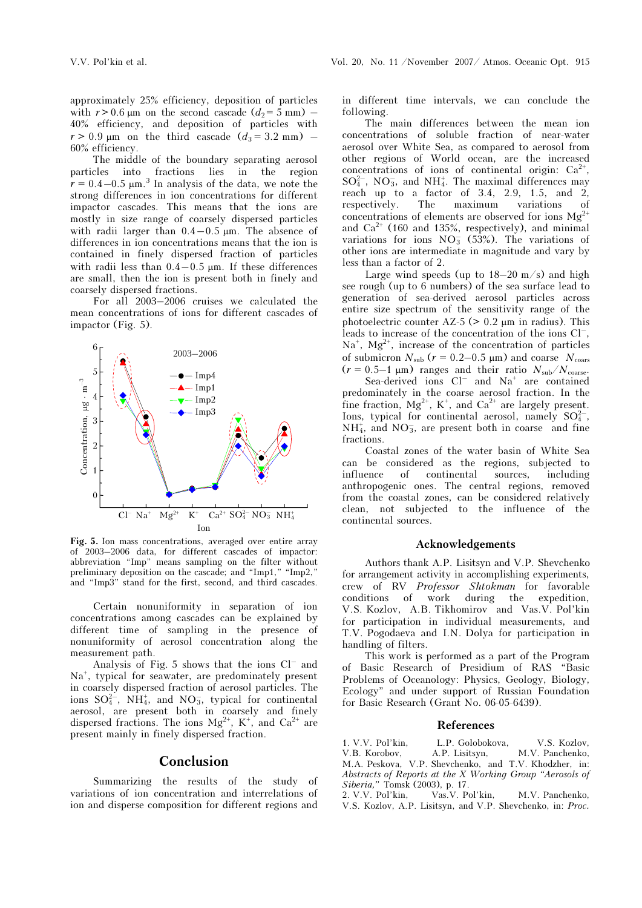approximately 25% efficiency, deposition of particles with $r > 0.6$ μm on the second cascade ($d_2 = 5$ mm) – 40% efficiency, and deposition of particles with $r > 0.9$ μm on the third cascade ($d_3 = 3.2$ mm) – 60% efficiency.

The middle of the boundary separating aerosol particles into fractions lies in the region $r = 0.4–0.5$ μm.[3] In analysis of the data, we note the strong differences in ion concentrations for different impactor cascades. This means that the ions are mostly in size range of coarsely dispersed particles with radii larger than 0.4–0.5 μm. The absence of differences in ion concentrations means that the ion is contained in finely dispersed fraction of particles with radii less than 0.4–0.5 μm. If these differences are small, then the ion is present both in finely and coarsely dispersed fractions.

For all 2003–2006 cruises we calculated the mean concentrations of ions for different cascades of impactor (Fig. 5).

**Fig. 5.** Ion mass concentrations, averaged over entire array of 2003–2006 data, for different cascades of impactor: abbreviation "Imp" means sampling on the filter without preliminary deposition on the cascade; and "Imp1," "Imp2," and "Imp3" stand for the first, second, and third cascades.

Certain nonuniformity in separation of ion concentrations among cascades can be explained by different time of sampling in the presence of nonuniformity of aerosol concentration along the measurement path.

Analysis of Fig. 5 shows that the ions $Cl^-$ and $Na^+$, typical for seawater, are predominately present in coarsely dispersed fraction of aerosol particles. The ions $SO_4^{2-}$, $NH_4^+$, and $NO_3^-$, typical for continental aerosol, are present both in coarsely and finely dispersed fractions. The ions $Mg^{2+}$, $K^+$, and $Ca^{2+}$ are present mainly in finely dispersed fraction.

## Conclusion

Summarizing the results of the study of variations of ion concentration and interrelations of ion and disperse composition for different regions and in different time intervals, we can conclude the following.

The main differences between the mean ion concentrations of soluble fraction of near-water aerosol over White Sea, as compared to aerosol from other regions of World ocean, are the increased concentrations of ions of continental origin: $Ca^{2+}$, $SO_4^{2-}$, $NO_3^-$, and $NH_4^+$. The maximal differences may reach up to a factor of 3.4, 2.9, 1.5, and 2, respectively. The maximum variations of concentrations of elements are observed for ions $Mg^{2+}$ and $Ca^{2+}$ (160 and 135%, respectively), and minimal variations for ions $NO_3^-$ (53%). The variations of other ions are intermediate in magnitude and vary by less than a factor of 2.

Large wind speeds (up to 18–20 m/s) and high see rough (up to 6 numbers) of the sea surface lead to generation of sea-derived aerosol particles across entire size spectrum of the sensitivity range of the photoelectric counter AZ-5 (> 0.2 μm in radius). This leads to increase of the concentration of the ions $Cl^-$, $Na^+$, $Mg^{2+}$, increase of the concentration of particles of submicron $N_{sub}$ ($r = 0.2–0.5$ μm) and coarse $N_{coars}$ ($r = 0.5–1$ μm) ranges and their ratio $N_{sub}/N_{coarse}$.

Sea-derived ions $Cl^-$ and $Na^+$ are contained predominately in the coarse aerosol fraction. In the fine fraction, $Mg^{2+}$, $K^+$, and $Ca^{2+}$ are largely present. Ions, typical for continental aerosol, namely $SO_4^{2-}$, $NH_4^+$, and $NO_3^-$, are present both in coarse and fine fractions.

Coastal zones of the water basin of White Sea can be considered as the regions, subjected to influence of continental sources, including anthropogenic ones. The central regions, removed from the coastal zones, can be considered relatively clean, not subjected to the influence of the continental sources.

## Acknowledgements

Authors thank A.P. Lisitsyn and V.P. Shevchenko for arrangement activity in accomplishing experiments, crew of RV *Professor Shtokman* for favorable conditions of work during the expedition, V.S. Kozlov, A.B. Tikhomirov and Vas.V. Pol'kin for participation in individual measurements, and T.V. Pogodaeva and I.N. Dolya for participation in handling of filters.

This work is performed as a part of the Program of Basic Research of Presidium of RAS "Basic Problems of Oceanology: Physics, Geology, Biology, Ecology" and under support of Russian Foundation for Basic Research (Grant No. 06-05-6439).

## References

1. V.V. Pol'kin, L.P. Golobokova, V.S. Kozlov, V.B. Korobov, A.P. Lisitsyn, M.V. Panchenko, M.A. Peskova, V.P. Shevchenko, and T.V. Khodzher, in: *Abstracts of Reports at the X Working Group "Aerosols of Siberia,"* Tomsk (2003), p. 17.
2. V.V. Pol'kin, Vas.V. Pol'kin, M.V. Panchenko, V.S. Kozlov, A.P. Lisitsyn, and V.P. Shevchenko, in: *Proc.*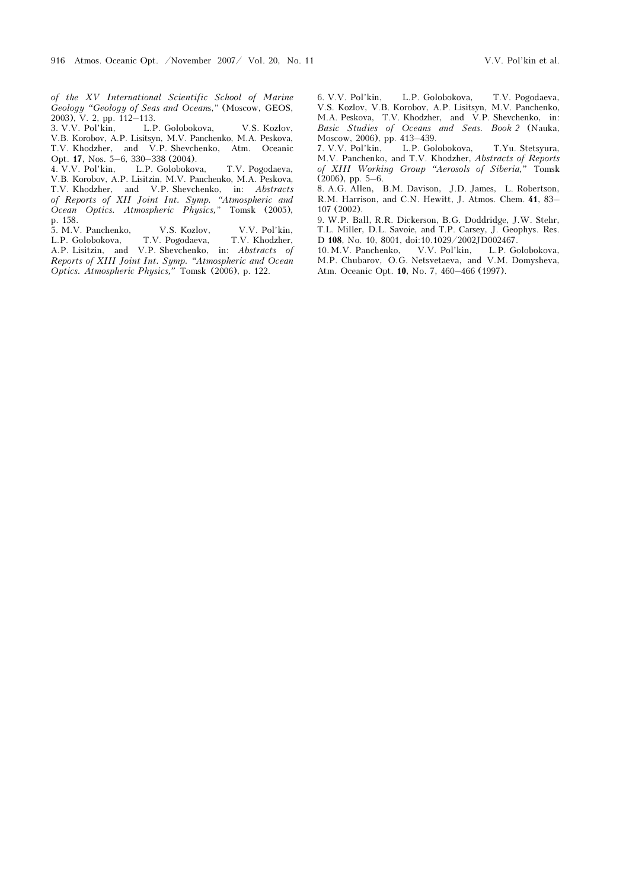*of the XV International Scientific School of Marine Geology "Geology of Seas and Oceans,"* (Moscow, GEOS, 2003), V. 2, pp. 112–113.

3. V.V. Pol'kin, L.P. Golobokova, V.S. Kozlov, V.B. Korobov, A.P. Lisitsyn, M.V. Panchenko, M.A. Peskova, T.V. Khodzher, and V.P. Shevchenko, Atm. Oceanic Opt. **17**, Nos. 5–6, 330–338 (2004).

4. V.V. Pol'kin, L.P. Golobokova, T.V. Pogodaeva, V.B. Korobov, A.P. Lisitzin, M.V. Panchenko, M.A. Peskova, T.V. Khodzher, and V.P. Shevchenko, in: *Abstracts of Reports of XII Joint Int. Symp. "Atmospheric and Ocean Optics. Atmospheric Physics,"* Tomsk (2005), p. 158.

5. M.V. Panchenko, V.S. Kozlov, V.V. Pol'kin, L.P. Golobokova, T.V. Pogodaeva, T.V. Khodzher, A.P. Lisitzin, and V.P. Shevchenko, in: *Abstracts of Reports of XIII Joint Int. Symp. "Atmospheric and Ocean Optics. Atmospheric Physics,"* Tomsk (2006), p. 122.

6. V.V. Pol'kin, L.P. Golobokova, T.V. Pogodaeva, V.S. Kozlov, V.B. Korobov, A.P. Lisitsyn, M.V. Panchenko, M.A. Peskova, T.V. Khodzher, and V.P. Shevchenko, in: *Basic Studies of Oceans and Seas. Book 2* (Nauka, Moscow, 2006), pp. 413–439.

7. V.V. Pol'kin, L.P. Golobokova, T.Yu. Stetsyura, M.V. Panchenko, and T.V. Khodzher, *Abstracts of Reports of XIII Working Group "Aerosols of Siberia,"* Tomsk (2006), pp. 5–6.

8. A.G. Allen, B.M. Davison, J.D. James, L. Robertson, R.M. Harrison, and C.N. Hewitt, J. Atmos. Chem. **41**, 83–107 (2002).

9. W.P. Ball, R.R. Dickerson, B.G. Doddridge, J.W. Stehr, T.L. Miller, D.L. Savoie, and T.P. Carsey, J. Geophys. Res. D **108**, No. 10, 8001, doi:10.1029/2002JD002467.

10. M.V. Panchenko, V.V. Pol'kin, L.P. Golobokova, M.P. Chubarov, O.G. Netsvetaeva, and V.M. Domysheva, Atm. Oceanic Opt. **10**, No. 7, 460–466 (1997).